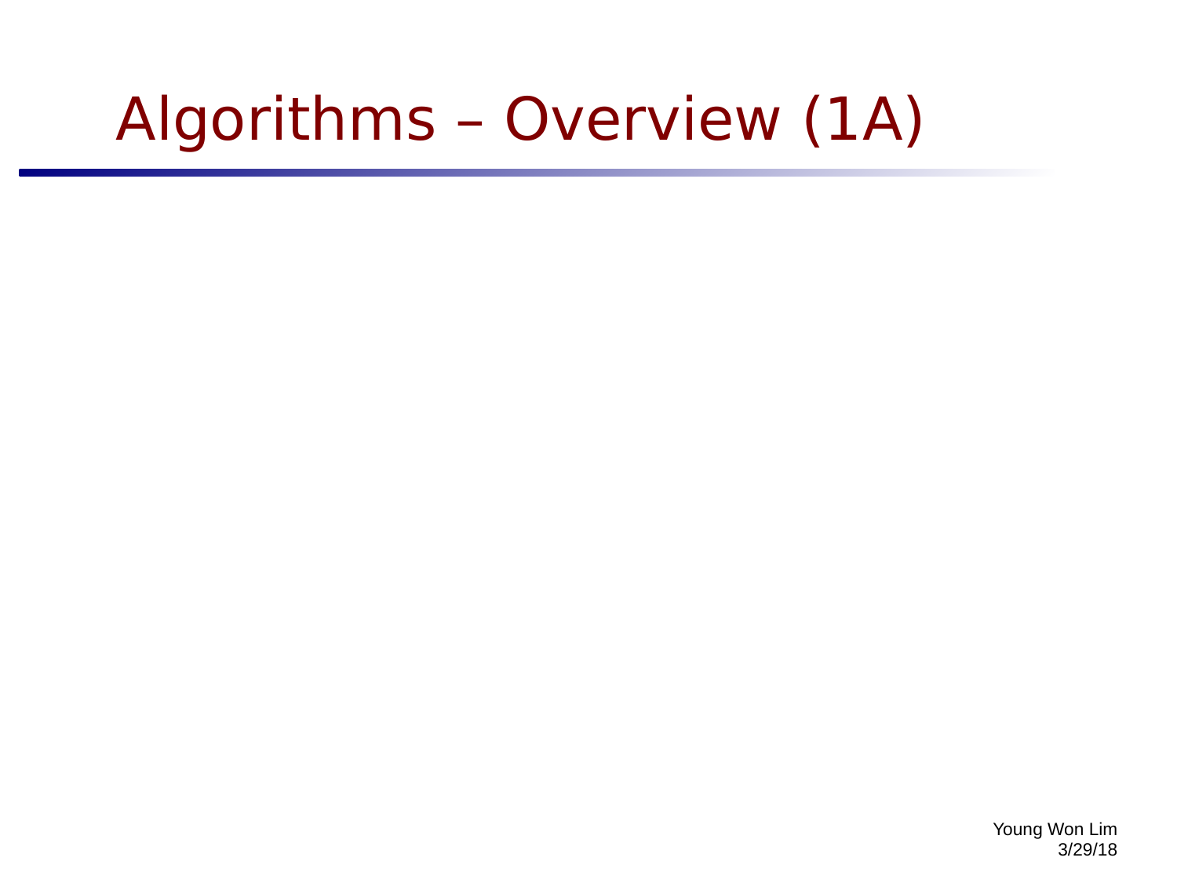# Algorithms – Overview (1A)

Young Won Lim
3/29/18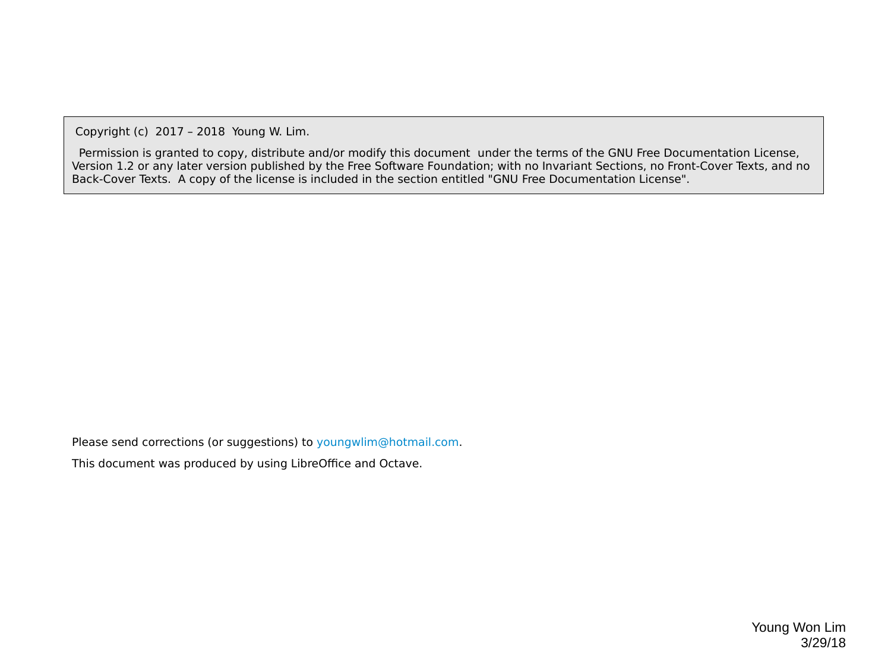Copyright (c) 2017 – 2018 Young W. Lim.

Permission is granted to copy, distribute and/or modify this document under the terms of the GNU Free Documentation License, Version 1.2 or any later version published by the Free Software Foundation; with no Invariant Sections, no Front-Cover Texts, and no Back-Cover Texts. A copy of the license is included in the section entitled "GNU Free Documentation License".

Please send corrections (or suggestions) to youngwlim@hotmail.com.

This document was produced by using LibreOffice and Octave.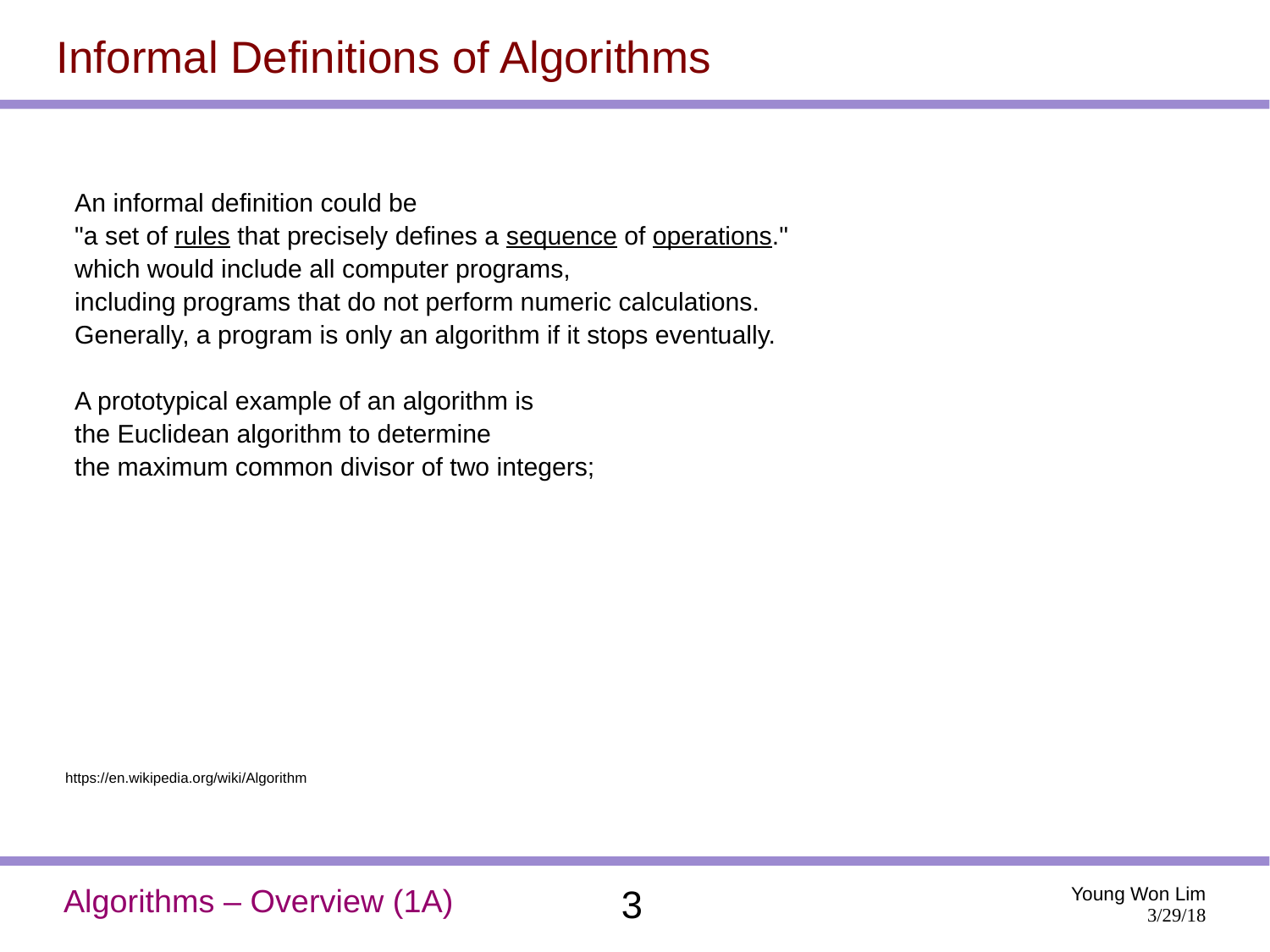# Informal Definitions of Algorithms

An informal definition could be
"a set of rules that precisely defines a sequence of operations."
which would include all computer programs,
including programs that do not perform numeric calculations.
Generally, a program is only an algorithm if it stops eventually.

A prototypical example of an algorithm is
the Euclidean algorithm to determine
the maximum common divisor of two integers;

https://en.wikipedia.org/wiki/Algorithm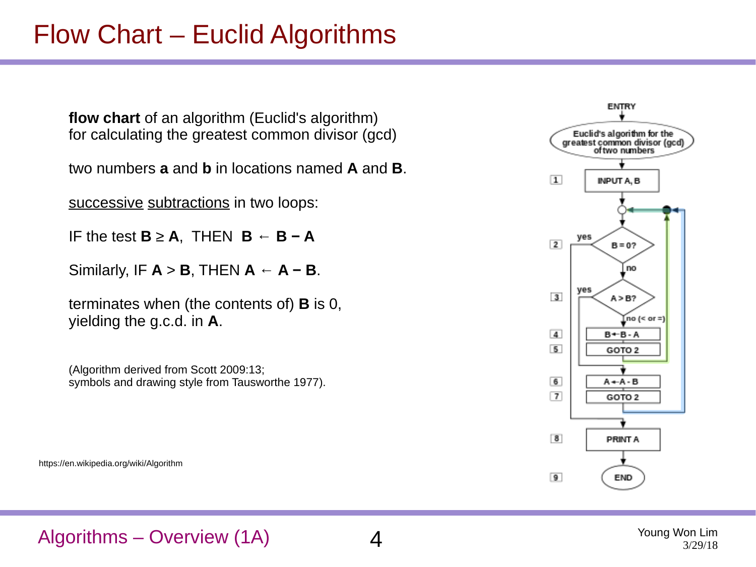# Flow Chart – Euclid Algorithms

**flow chart** of an algorithm (Euclid's algorithm) for calculating the greatest common divisor (gcd)

two numbers **a** and **b** in locations named **A** and **B**.

successive subtractions in two loops:

IF the test **B** ≥ **A**, THEN **B** ← **B − A**

Similarly, IF **A** > **B**, THEN **A** ← **A − B**.

terminates when (the contents of) **B** is 0, yielding the g.c.d. in **A**.

(Algorithm derived from Scott 2009:13; symbols and drawing style from Tausworthe 1977).

https://en.wikipedia.org/wiki/Algorithm

ENTRY

Euclid's algorithm for the greatest common divisor (gcd) of two numbers

1 INPUT A, B

2 B = 0? — yes / no

3 A > B? — yes / no (< or =)

4 B ← B - A

5 GOTO 2

6 A ← A - B

7 GOTO 2

8 PRINT A

9 END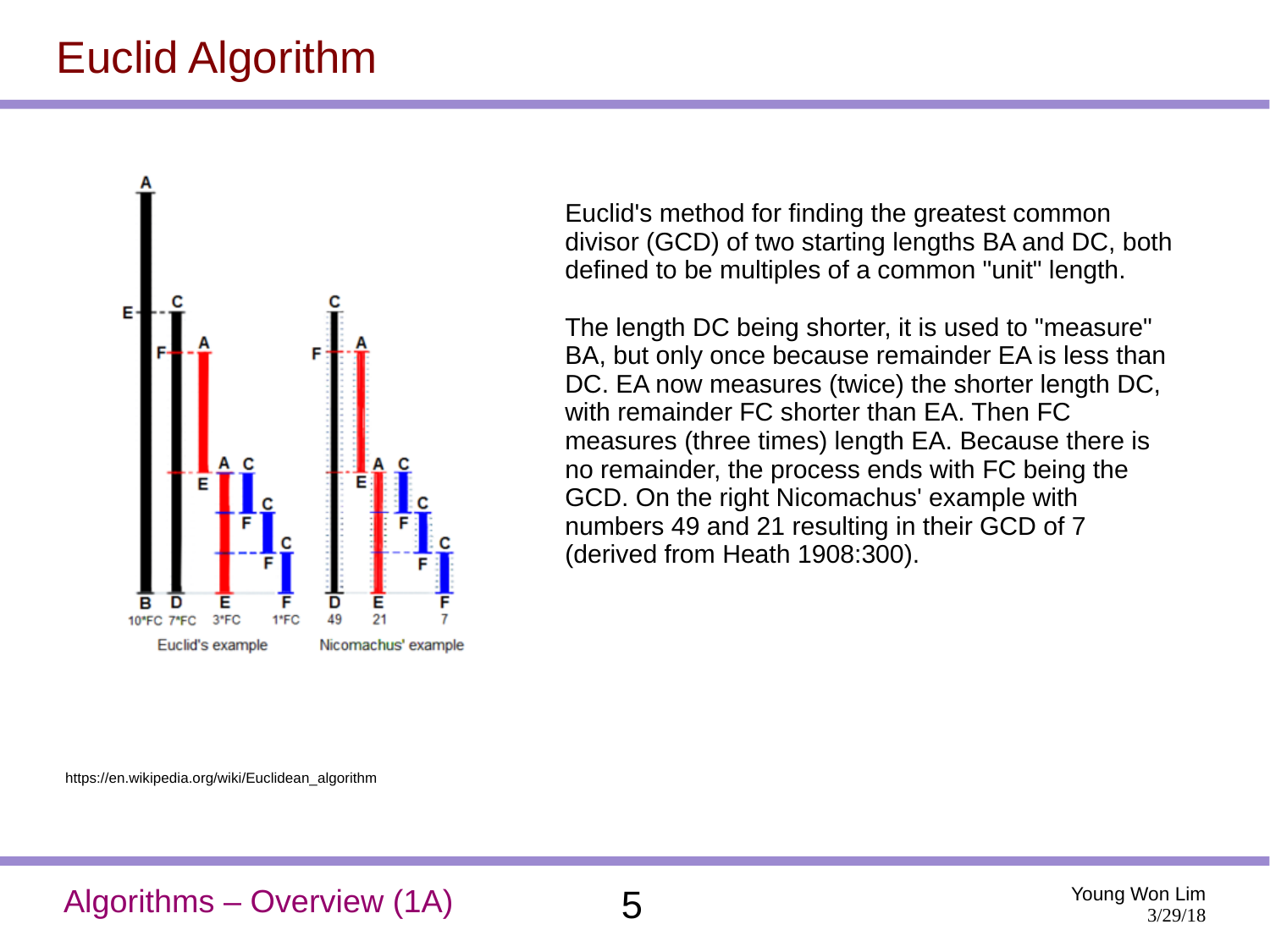# Euclid Algorithm

Euclid's method for finding the greatest common divisor (GCD) of two starting lengths BA and DC, both defined to be multiples of a common "unit" length.

The length DC being shorter, it is used to "measure" BA, but only once because remainder EA is less than DC. EA now measures (twice) the shorter length DC, with remainder FC shorter than EA. Then FC measures (three times) length EA. Because there is no remainder, the process ends with FC being the GCD. On the right Nicomachus' example with numbers 49 and 21 resulting in their GCD of 7 (derived from Heath 1908:300).

https://en.wikipedia.org/wiki/Euclidean_algorithm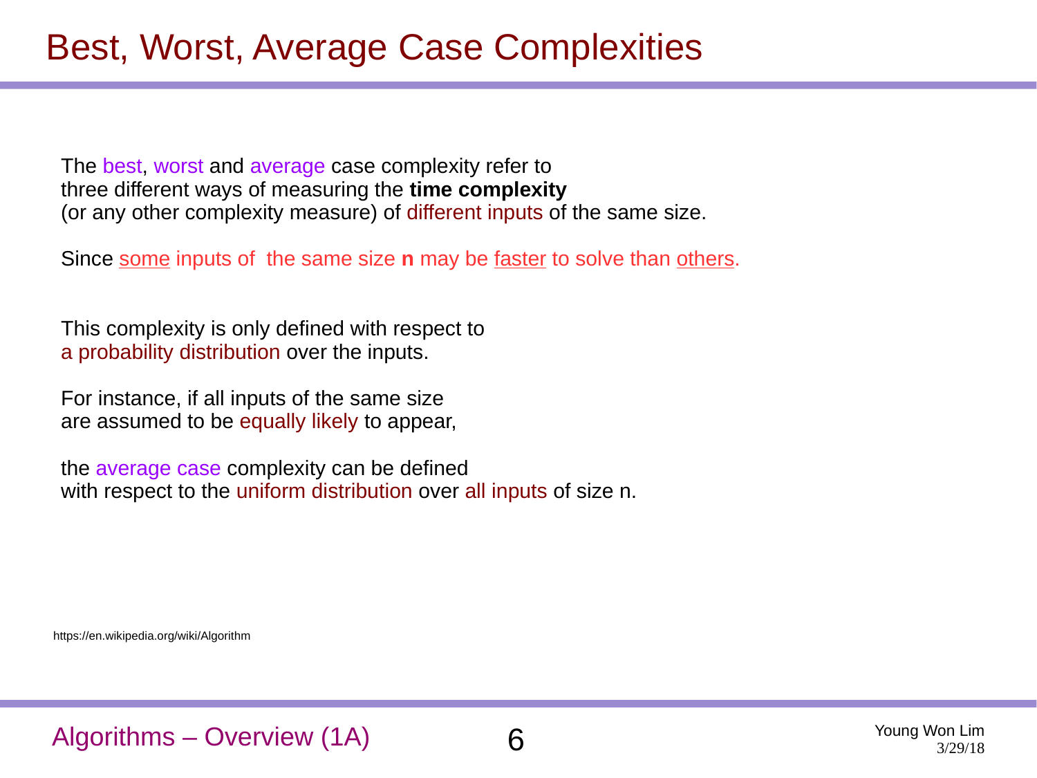# Best, Worst, Average Case Complexities

The best, worst and average case complexity refer to three different ways of measuring the **time complexity** (or any other complexity measure) of different inputs of the same size.

Since some inputs of the same size **n** may be faster to solve than others.

This complexity is only defined with respect to a probability distribution over the inputs.

For instance, if all inputs of the same size are assumed to be equally likely to appear,

the average case complexity can be defined with respect to the uniform distribution over all inputs of size n.

https://en.wikipedia.org/wiki/Algorithm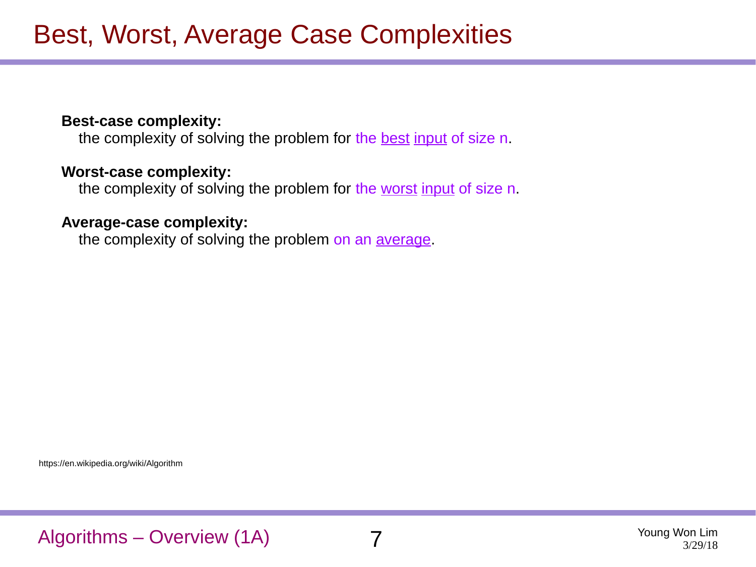# Best, Worst, Average Case Complexities

**Best-case complexity:**
the complexity of solving the problem for the best input of size n.

**Worst-case complexity:**
the complexity of solving the problem for the worst input of size n.

**Average-case complexity:**
the complexity of solving the problem on an average.

https://en.wikipedia.org/wiki/Algorithm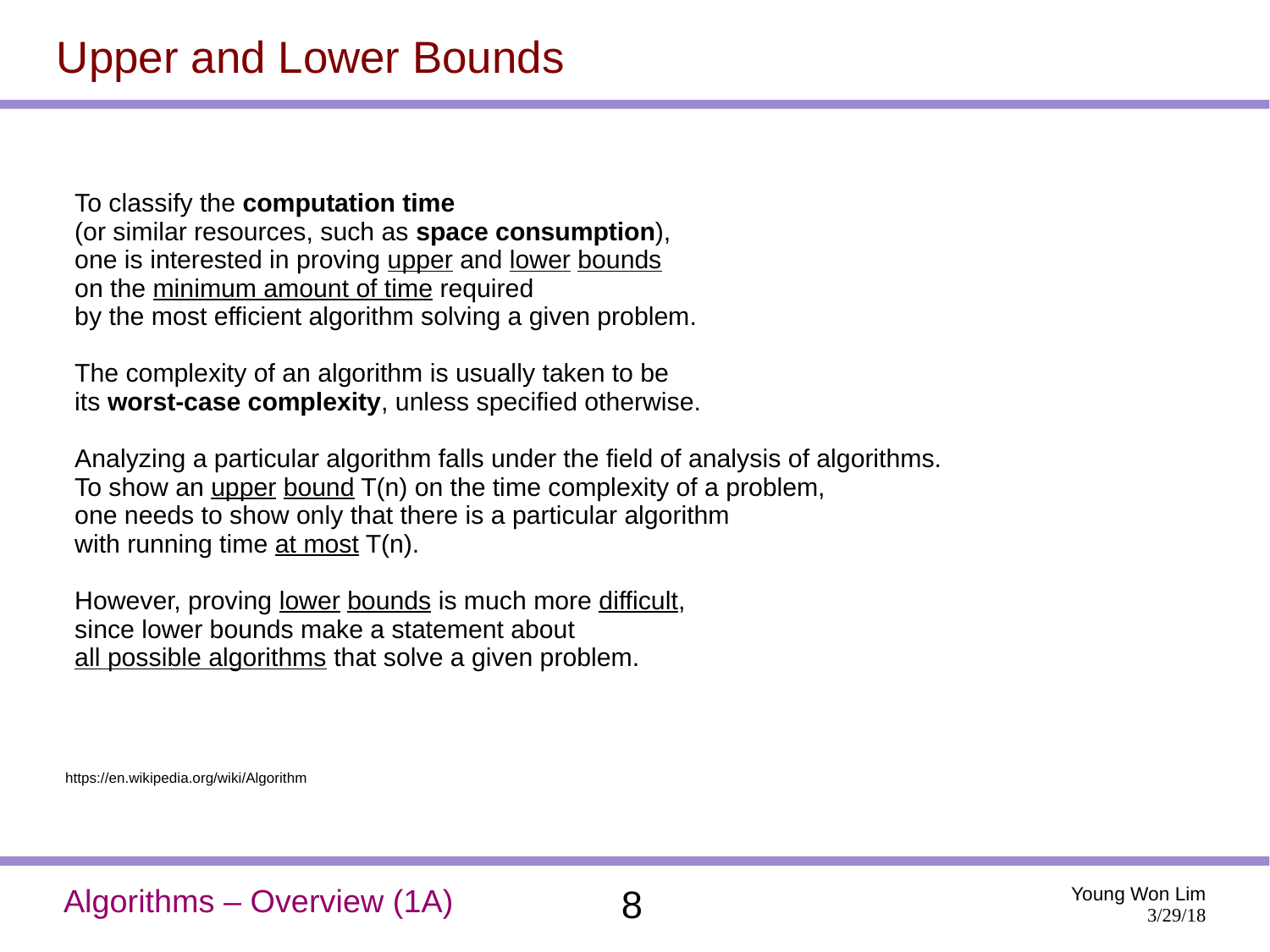# Upper and Lower Bounds

To classify the **computation time**
(or similar resources, such as **space consumption**),
one is interested in proving upper and lower bounds
on the minimum amount of time required
by the most efficient algorithm solving a given problem.

The complexity of an algorithm is usually taken to be
its **worst-case complexity**, unless specified otherwise.

Analyzing a particular algorithm falls under the field of analysis of algorithms.
To show an upper bound T(n) on the time complexity of a problem,
one needs to show only that there is a particular algorithm
with running time at most T(n).

However, proving lower bounds is much more difficult,
since lower bounds make a statement about
all possible algorithms that solve a given problem.

https://en.wikipedia.org/wiki/Algorithm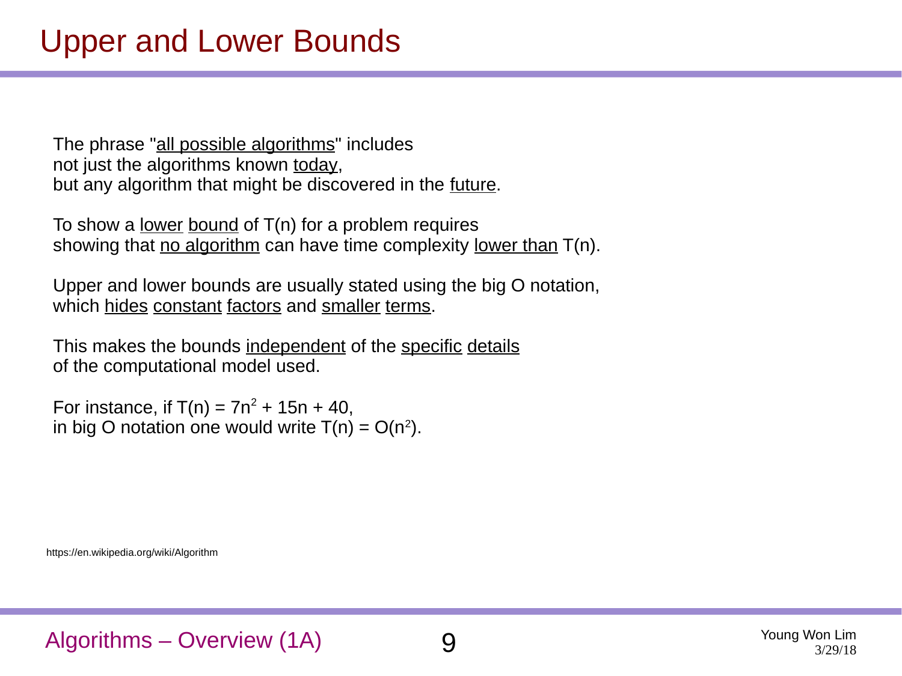# Upper and Lower Bounds

The phrase "all possible algorithms" includes
not just the algorithms known today,
but any algorithm that might be discovered in the future.

To show a lower bound of T(n) for a problem requires
showing that no algorithm can have time complexity lower than T(n).

Upper and lower bounds are usually stated using the big O notation,
which hides constant factors and smaller terms.

This makes the bounds independent of the specific details
of the computational model used.

For instance, if $T(n) = 7n^2 + 15n + 40$,
in big O notation one would write $T(n) = O(n^2)$.

https://en.wikipedia.org/wiki/Algorithm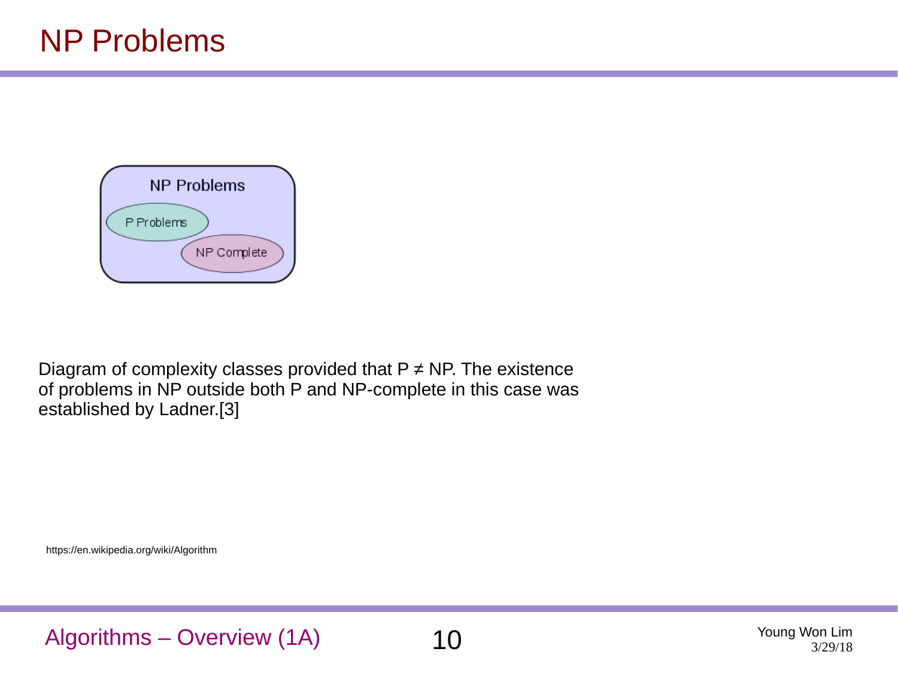# NP Problems

NP Problems

P Problems

NP Complete

Diagram of complexity classes provided that P ≠ NP. The existence of problems in NP outside both P and NP-complete in this case was established by Ladner.[3]

https://en.wikipedia.org/wiki/Algorithm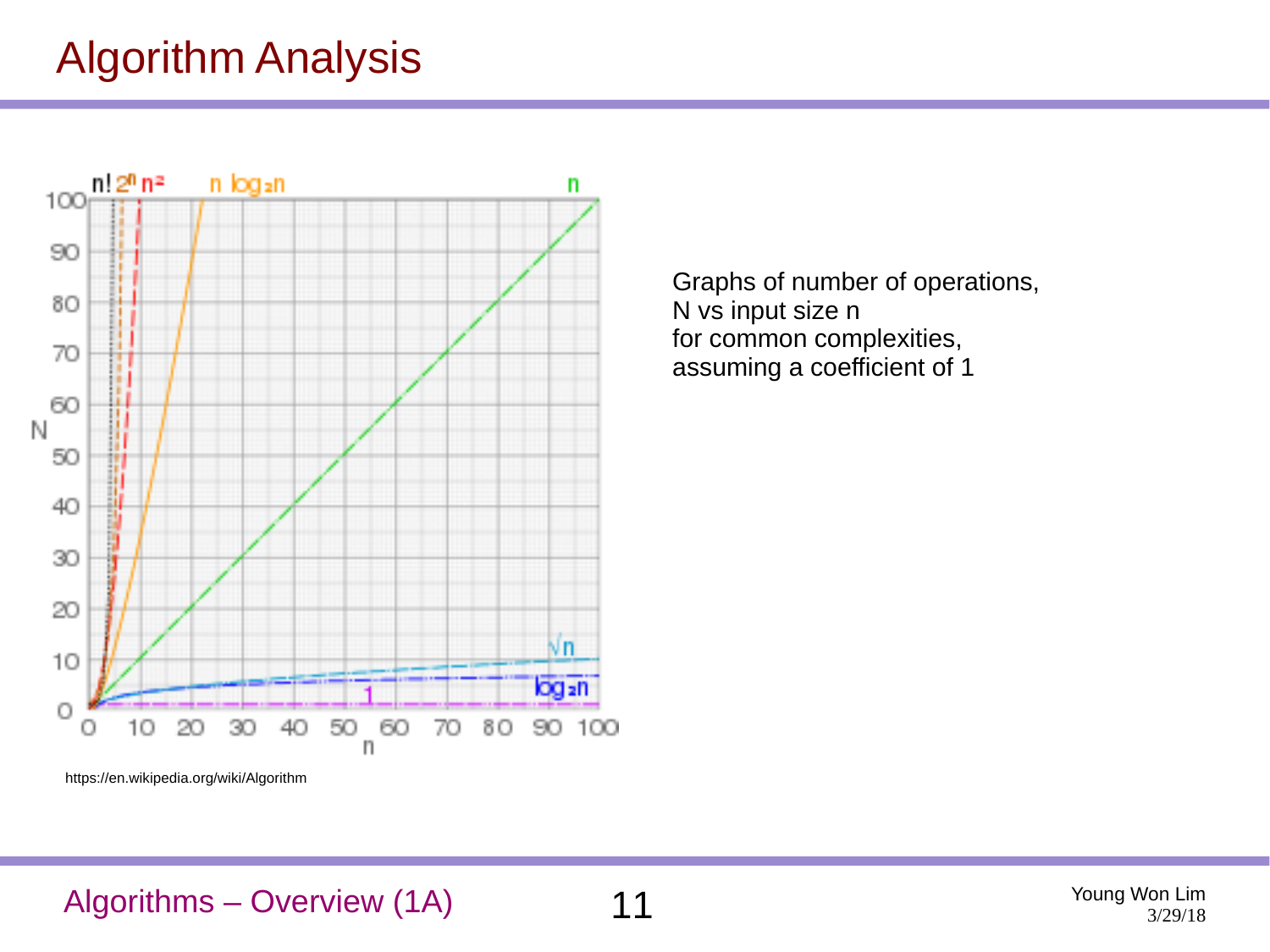# Algorithm Analysis

Graphs of number of operations, N vs input size n for common complexities, assuming a coefficient of 1

https://en.wikipedia.org/wiki/Algorithm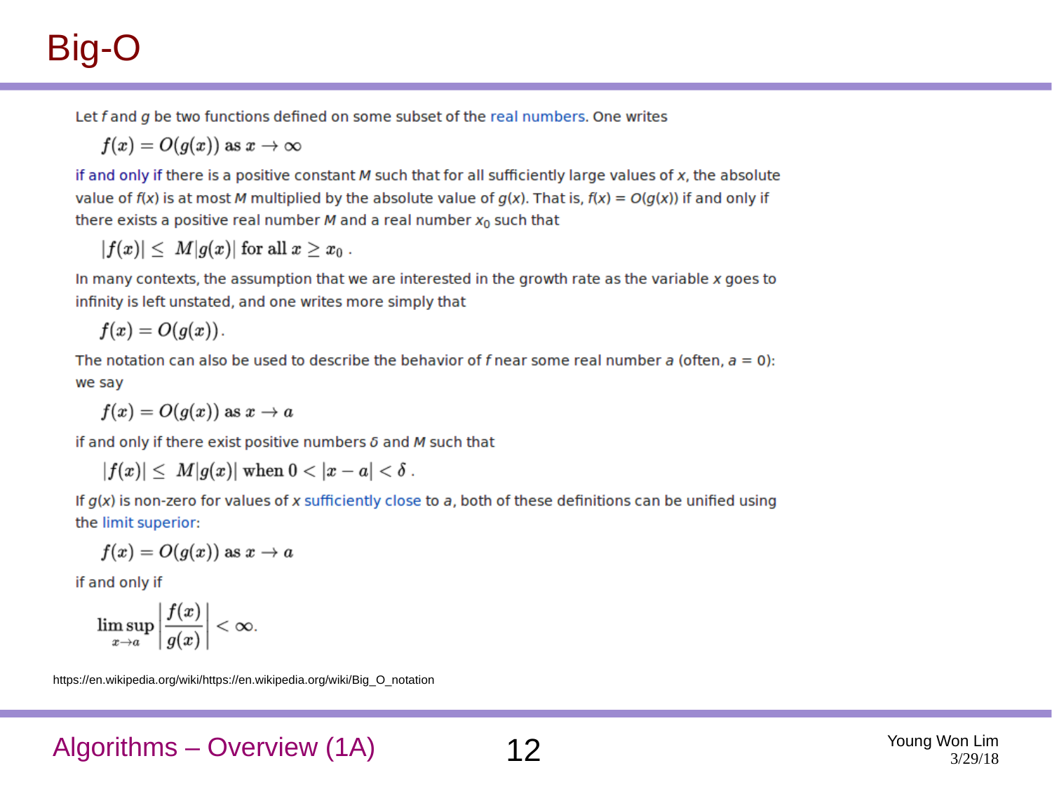# Big-O

Let *f* and *g* be two functions defined on some subset of the real numbers. One writes

$$f(x) = O(g(x)) \text{ as } x \to \infty$$

if and only if there is a positive constant *M* such that for all sufficiently large values of *x*, the absolute value of *f*(*x*) is at most *M* multiplied by the absolute value of *g*(*x*). That is, *f*(*x*) = *O*(*g*(*x*)) if and only if there exists a positive real number *M* and a real number $x_0$ such that

$$|f(x)| \leq \; M|g(x)| \text{ for all } x \geq x_0 \,.$$

In many contexts, the assumption that we are interested in the growth rate as the variable *x* goes to infinity is left unstated, and one writes more simply that

$$f(x) = O(g(x)).$$

The notation can also be used to describe the behavior of *f* near some real number *a* (often, *a* = 0): we say

$$f(x) = O(g(x)) \text{ as } x \to a$$

if and only if there exist positive numbers *δ* and *M* such that

$$|f(x)| \leq \; M|g(x)| \text{ when } 0 < |x - a| < \delta \,.$$

If *g*(*x*) is non-zero for values of *x* sufficiently close to *a*, both of these definitions can be unified using the limit superior:

$$f(x) = O(g(x)) \text{ as } x \to a$$

if and only if

$$\limsup_{x \to a} \left| \frac{f(x)}{g(x)} \right| < \infty.$$

https://en.wikipedia.org/wiki/https://en.wikipedia.org/wiki/Big_O_notation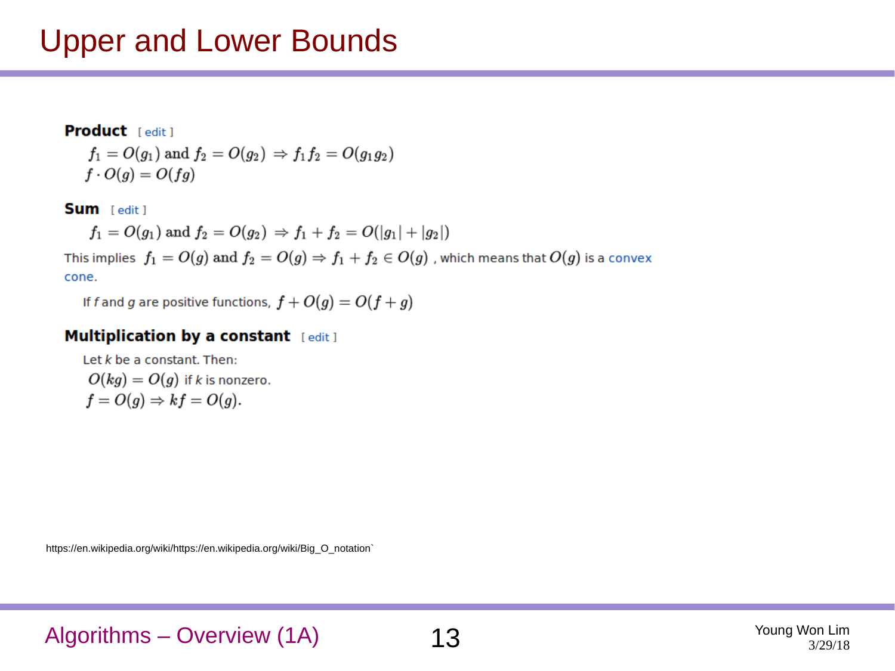# Upper and Lower Bounds

**Product** [ edit ]

$$f_1 = O(g_1) \text{ and } f_2 = O(g_2) \Rightarrow f_1 f_2 = O(g_1 g_2)$$

$$f \cdot O(g) = O(fg)$$

**Sum** [ edit ]

$$f_1 = O(g_1) \text{ and } f_2 = O(g_2) \Rightarrow f_1 + f_2 = O(|g_1| + |g_2|)$$

This implies $f_1 = O(g) \text{ and } f_2 = O(g) \Rightarrow f_1 + f_2 \in O(g)$ , which means that $O(g)$ is a convex cone.

If *f* and *g* are positive functions, $f + O(g) = O(f + g)$

**Multiplication by a constant** [ edit ]

Let *k* be a constant. Then:

$O(kg) = O(g)$ if *k* is nonzero.

$f = O(g) \Rightarrow kf = O(g)$.

https://en.wikipedia.org/wiki/https://en.wikipedia.org/wiki/Big_O_notation`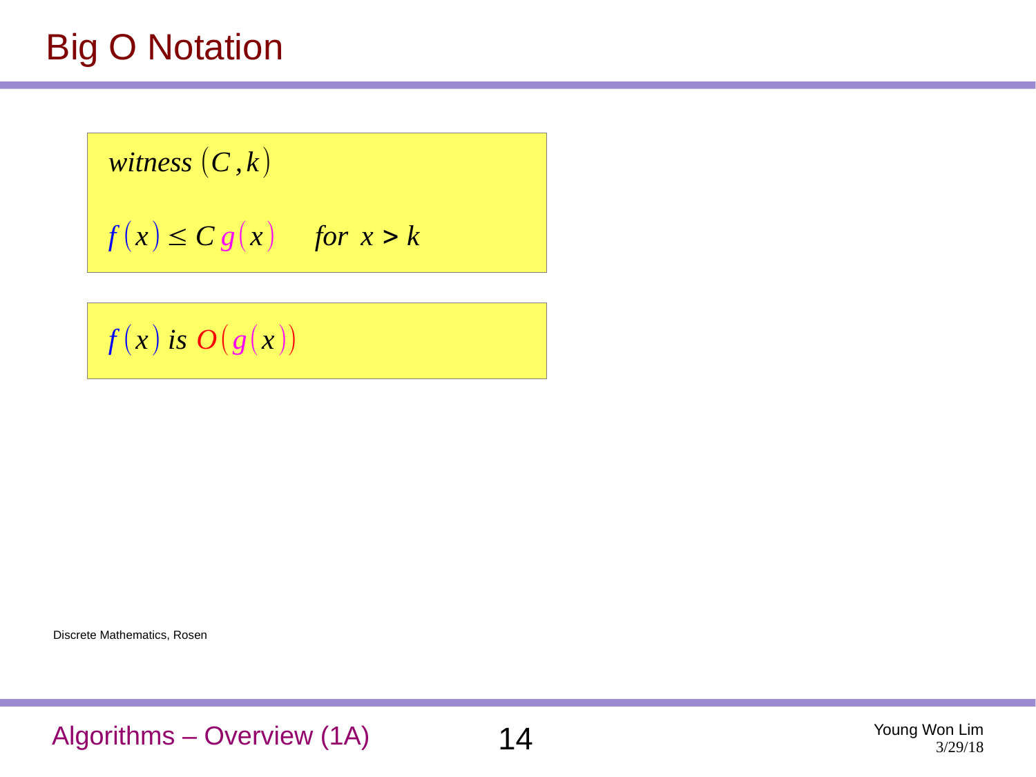# Big O Notation

$$witness\ (C, k)$$

$$f(x) \leq C\, g(x) \quad for\ \ x > k$$

$$f(x)\ is\ O(g(x))$$

Discrete Mathematics, Rosen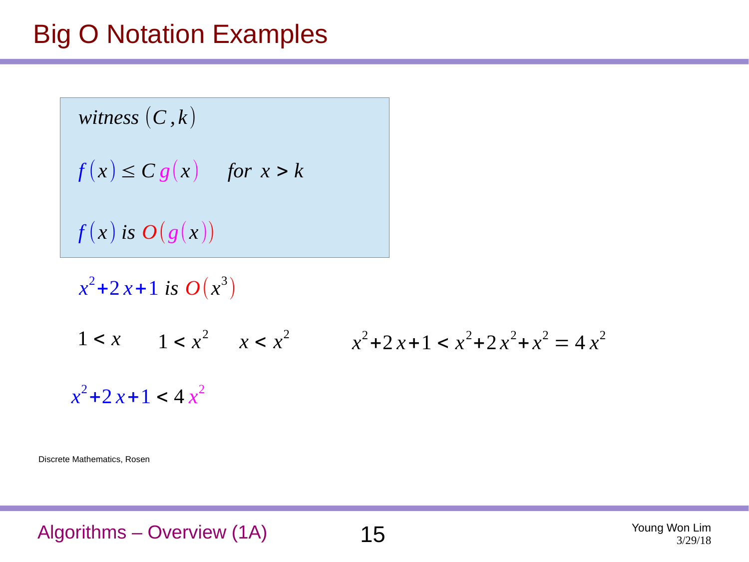# Big O Notation Examples

*witness* $(C, k)$

$f(x) \leq C\, g(x) \quad$ *for* $x > k$

$f(x)$ *is* $O(g(x))$

$x^2 + 2x + 1$ *is* $O(x^3)$

$1 < x \qquad 1 < x^2 \qquad x < x^2 \qquad\qquad x^2 + 2x + 1 < x^2 + 2x^2 + x^2 = 4x^2$

$x^2 + 2x + 1 < 4x^2$

Discrete Mathematics, Rosen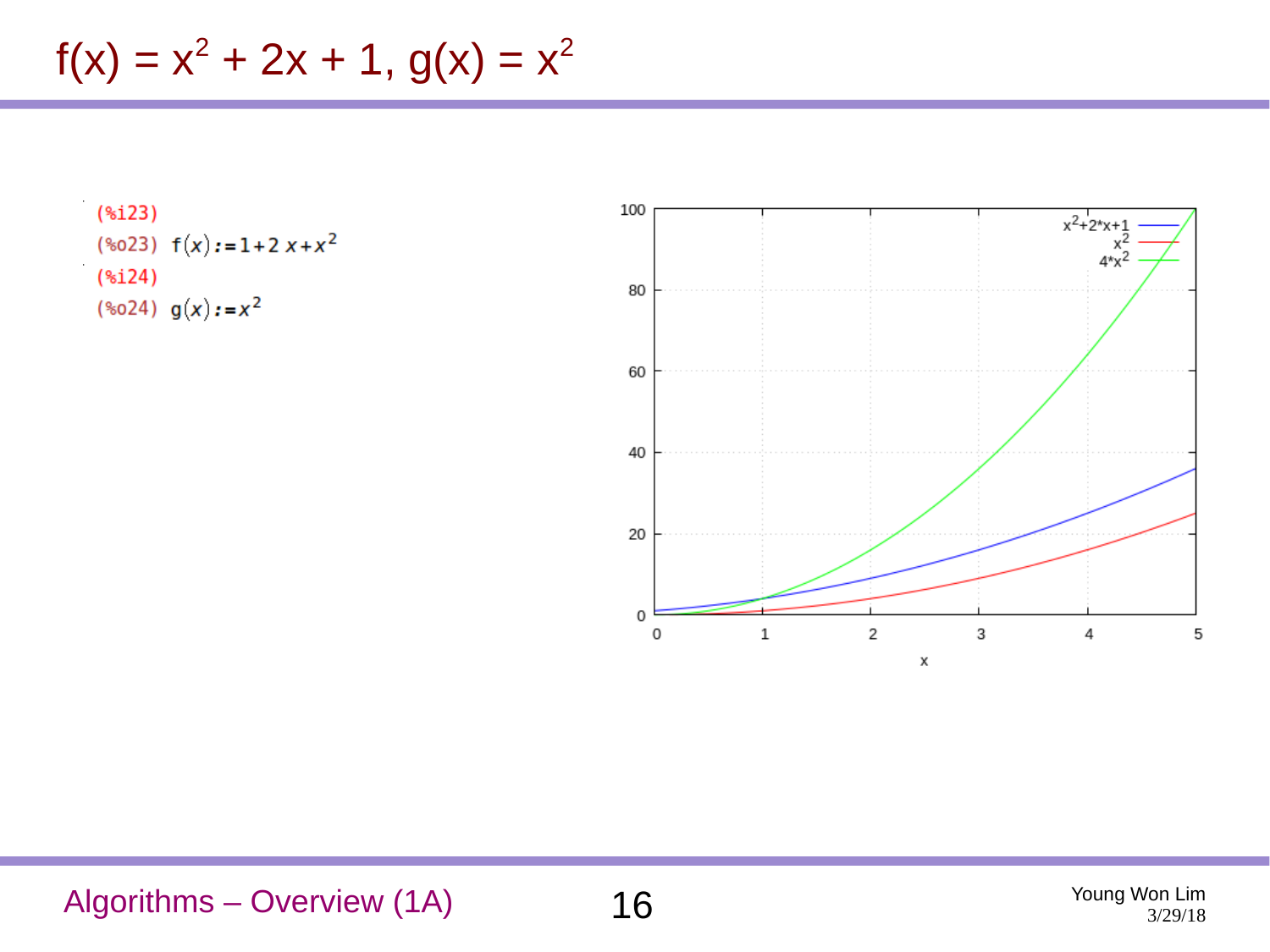# $f(x) = x^2 + 2x + 1$, $g(x) = x^2$

```
(%i23)
(%o23) f(x):=1+2 x+x^2
(%i24)
(%o24) g(x):=x^2
```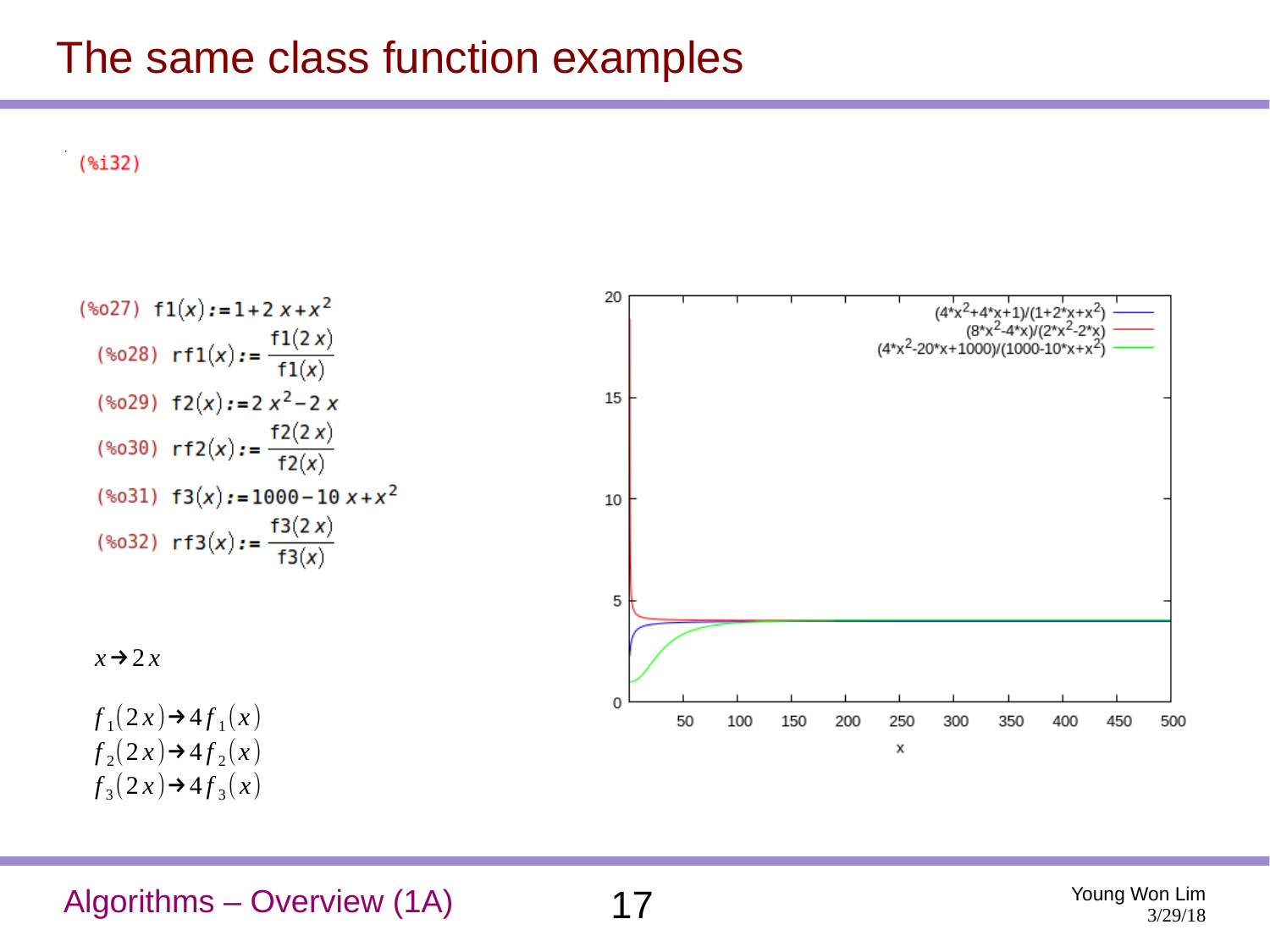# The same class function examples

(%i32)

(%o27) $f1(x) := 1 + 2x + x^2$

(%o28) $rf1(x) := \dfrac{f1(2x)}{f1(x)}$

(%o29) $f2(x) := 2x^2 - 2x$

(%o30) $rf2(x) := \dfrac{f2(2x)}{f2(x)}$

(%o31) $f3(x) := 1000 - 10x + x^2$

(%o32) $rf3(x) := \dfrac{f3(2x)}{f3(x)}$

$x \to 2x$

$f_1(2x) \to 4 f_1(x)$
$f_2(2x) \to 4 f_2(x)$
$f_3(2x) \to 4 f_3(x)$

Plot legend:
- (4\*x^2+4\*x+1)/(1+2\*x+x^2)
- (8\*x^2-4\*x)/(2\*x^2-2\*x)
- (4\*x^2-20\*x+1000)/(1000-10\*x+x^2)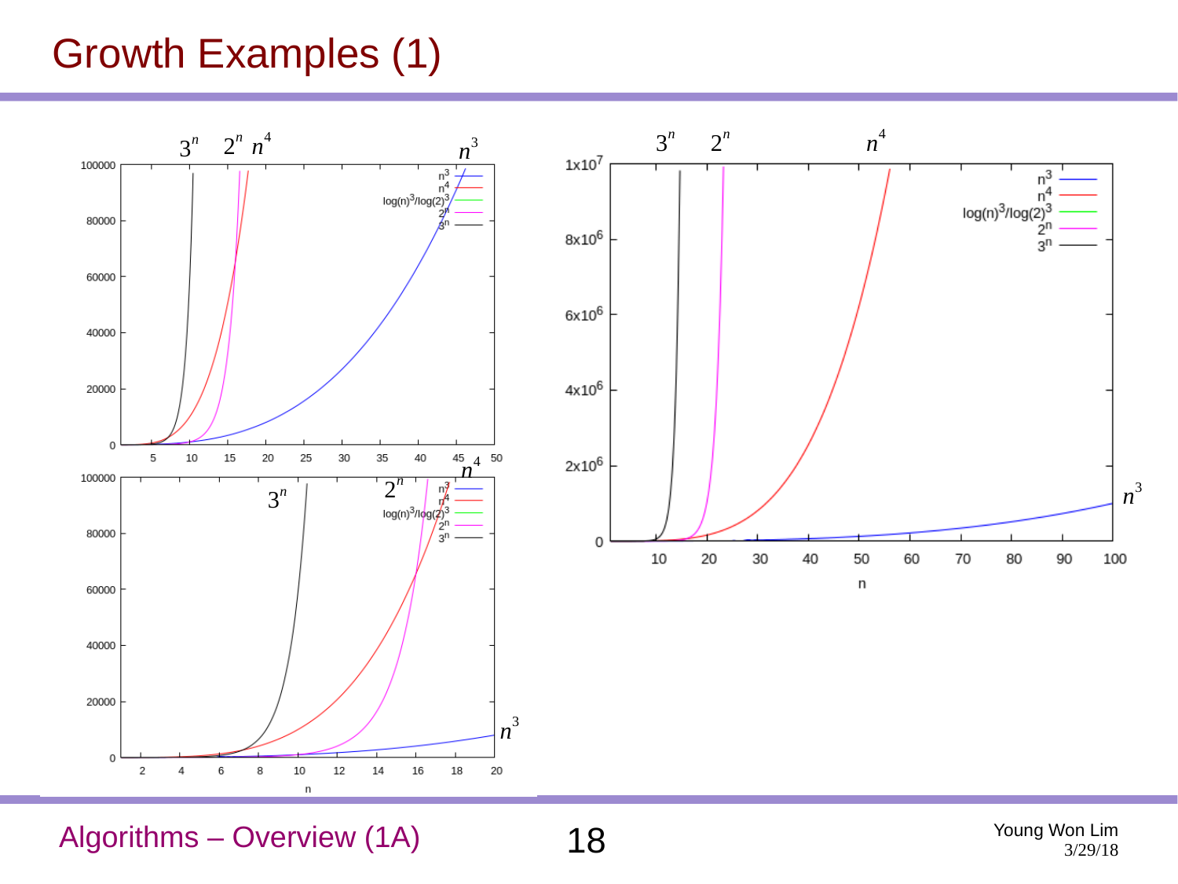# Growth Examples (1)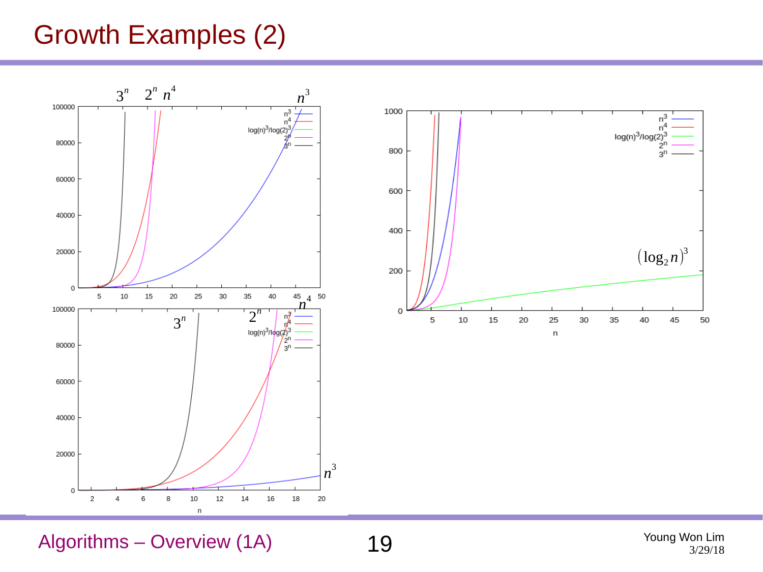# Growth Examples (2)

$3^n$ $2^n$ $n^4$ $n^3$

$n^4$

$3^n$ $2^n$

$n^3$

$(\log_2 n)^3$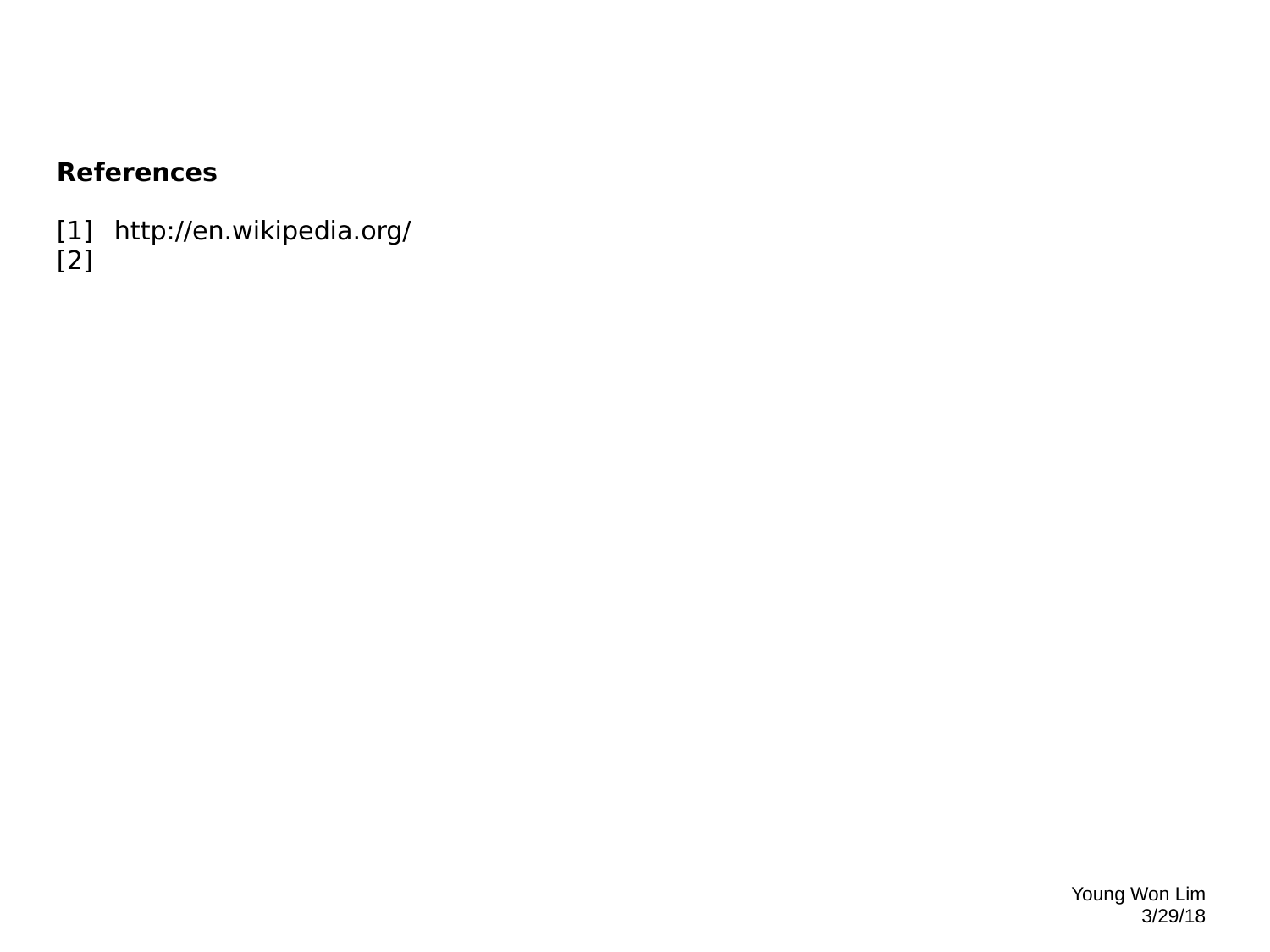**References**

[1] http://en.wikipedia.org/
[2]